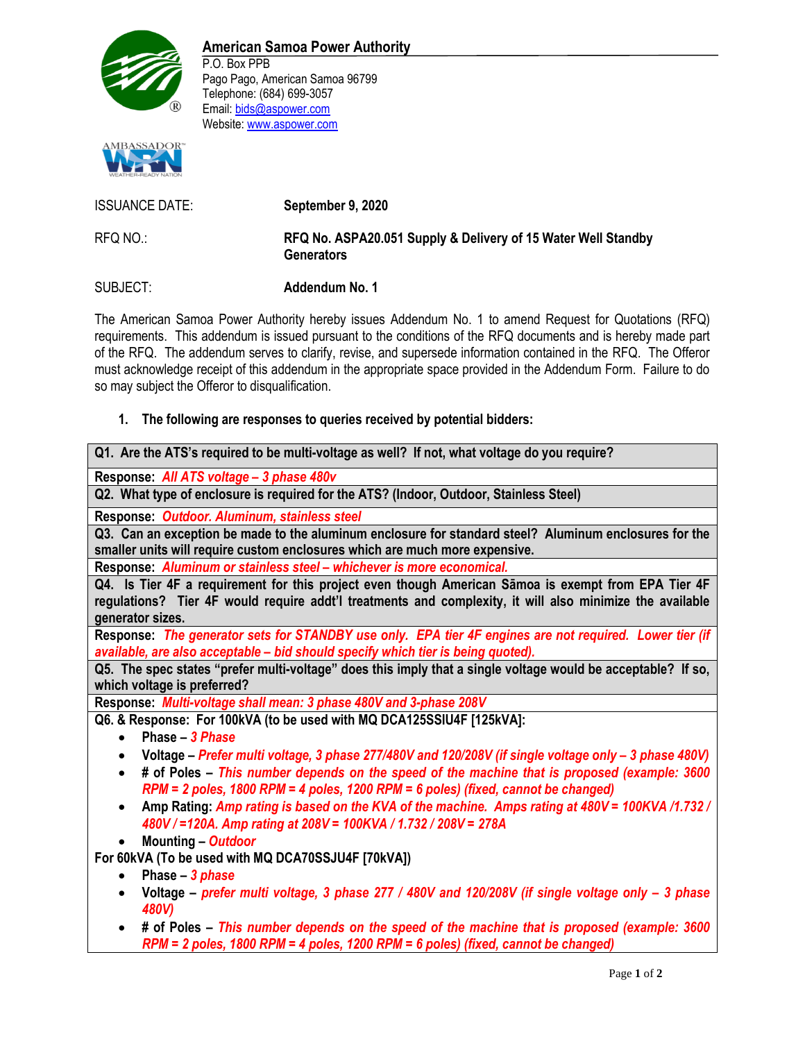**American Samoa Power Authority**
P.O. Box PPB
Pago Pago, American Samoa 96799
Telephone: (684) 699-3057
Email: bids@aspower.com
Website: www.aspower.com

| | |
|---|---|
| ISSUANCE DATE: | **September 9, 2020** |
| RFQ NO.: | **RFQ No. ASPA20.051 Supply & Delivery of 15 Water Well Standby Generators** |
| SUBJECT: | **Addendum No. 1** |

The American Samoa Power Authority hereby issues Addendum No. 1 to amend Request for Quotations (RFQ) requirements. This addendum is issued pursuant to the conditions of the RFQ documents and is hereby made part of the RFQ. The addendum serves to clarify, revise, and supersede information contained in the RFQ. The Offeror must acknowledge receipt of this addendum in the appropriate space provided in the Addendum Form. Failure to do so may subject the Offeror to disqualification.

1. **The following are responses to queries received by potential bidders:**

**Q1. Are the ATS's required to be multi-voltage as well? If not, what voltage do you require?**

**Response:** *All ATS voltage – 3 phase 480v*

**Q2. What type of enclosure is required for the ATS? (Indoor, Outdoor, Stainless Steel)**

**Response:** *Outdoor. Aluminum, stainless steel*

**Q3. Can an exception be made to the aluminum enclosure for standard steel? Aluminum enclosures for the smaller units will require custom enclosures which are much more expensive.**

**Response:** *Aluminum or stainless steel – whichever is more economical.*

**Q4. Is Tier 4F a requirement for this project even though American Sāmoa is exempt from EPA Tier 4F regulations? Tier 4F would require addt'l treatments and complexity, it will also minimize the available generator sizes.**

**Response:** *The generator sets for STANDBY use only. EPA tier 4F engines are not required. Lower tier (if available, are also acceptable – bid should specify which tier is being quoted).*

**Q5. The spec states "prefer multi-voltage" does this imply that a single voltage would be acceptable? If so, which voltage is preferred?**

**Response:** *Multi-voltage shall mean: 3 phase 480V and 3-phase 208V*

**Q6. & Response: For 100kVA (to be used with MQ DCA125SSIU4F [125kVA]:**

- **Phase –** *3 Phase*
- **Voltage –** *Prefer multi voltage, 3 phase 277/480V and 120/208V (if single voltage only – 3 phase 480V)*
- **# of Poles –** *This number depends on the speed of the machine that is proposed (example: 3600 RPM = 2 poles, 1800 RPM = 4 poles, 1200 RPM = 6 poles) (fixed, cannot be changed)*
- **Amp Rating:** *Amp rating is based on the KVA of the machine. Amps rating at 480V = 100KVA /1.732 / 480V /=120A. Amp rating at 208V = 100KVA / 1.732 / 208V = 278A*
- **Mounting –** *Outdoor*

**For 60kVA (To be used with MQ DCA70SSJU4F [70kVA])**

- **Phase –** *3 phase*
- **Voltage –** *prefer multi voltage, 3 phase 277 / 480V and 120/208V (if single voltage only – 3 phase 480V)*
- **# of Poles –** *This number depends on the speed of the machine that is proposed (example: 3600 RPM = 2 poles, 1800 RPM = 4 poles, 1200 RPM = 6 poles) (fixed, cannot be changed)*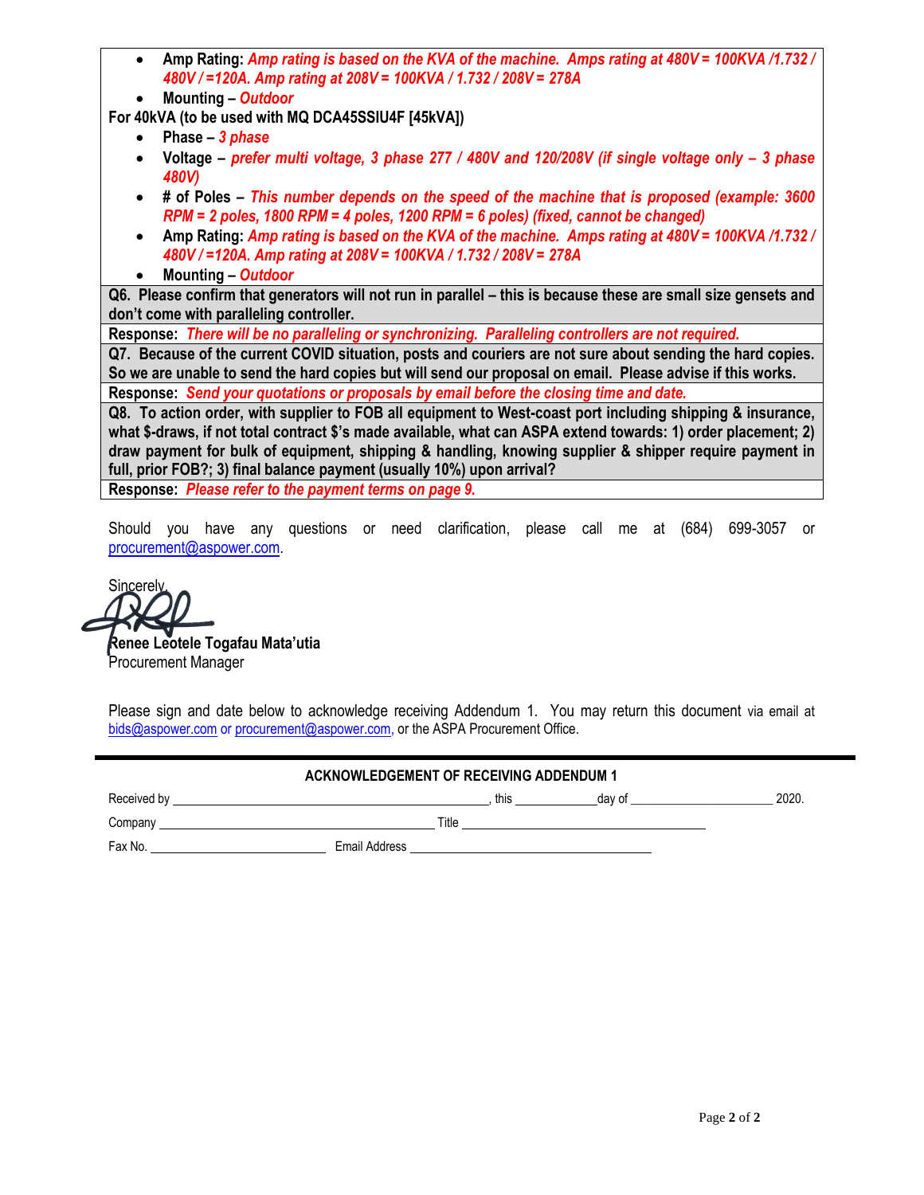- **Amp Rating:** *Amp rating is based on the KVA of the machine. Amps rating at 480V = 100KVA /1.732 / 480V / =120A. Amp rating at 208V = 100KVA / 1.732 / 208V = 278A*
- **Mounting –** *Outdoor*

**For 40kVA (to be used with MQ DCA45SSIU4F [45kVA])**

- **Phase –** *3 phase*
- **Voltage –** *prefer multi voltage, 3 phase 277 / 480V and 120/208V (if single voltage only – 3 phase 480V)*
- **# of Poles –** *This number depends on the speed of the machine that is proposed (example: 3600 RPM = 2 poles, 1800 RPM = 4 poles, 1200 RPM = 6 poles) (fixed, cannot be changed)*
- **Amp Rating:** *Amp rating is based on the KVA of the machine. Amps rating at 480V = 100KVA /1.732 / 480V / =120A. Amp rating at 208V = 100KVA / 1.732 / 208V = 278A*
- **Mounting –** *Outdoor*

**Q6. Please confirm that generators will not run in parallel – this is because these are small size gensets and don't come with paralleling controller.**

**Response:** *There will be no paralleling or synchronizing. Paralleling controllers are not required.*

**Q7. Because of the current COVID situation, posts and couriers are not sure about sending the hard copies. So we are unable to send the hard copies but will send our proposal on email. Please advise if this works.**

**Response:** *Send your quotations or proposals by email before the closing time and date.*

**Q8. To action order, with supplier to FOB all equipment to West-coast port including shipping & insurance, what $-draws, if not total contract $'s made available, what can ASPA extend towards: 1) order placement; 2) draw payment for bulk of equipment, shipping & handling, knowing supplier & shipper require payment in full, prior FOB?; 3) final balance payment (usually 10%) upon arrival?**

**Response:** *Please refer to the payment terms on page 9.*

Should you have any questions or need clarification, please call me at (684) 699-3057 or procurement@aspower.com.

Sincerely,

**Renee Leotele Togafau Mata'utia**
Procurement Manager

Please sign and date below to acknowledge receiving Addendum 1. You may return this document via email at bids@aspower.com or procurement@aspower.com, or the ASPA Procurement Office.

**ACKNOWLEDGEMENT OF RECEIVING ADDENDUM 1**

Received by ______________________________, this __________ day of ________________ 2020.

Company ______________________________ Title ______________________________

Fax No. ____________________ Email Address ______________________________